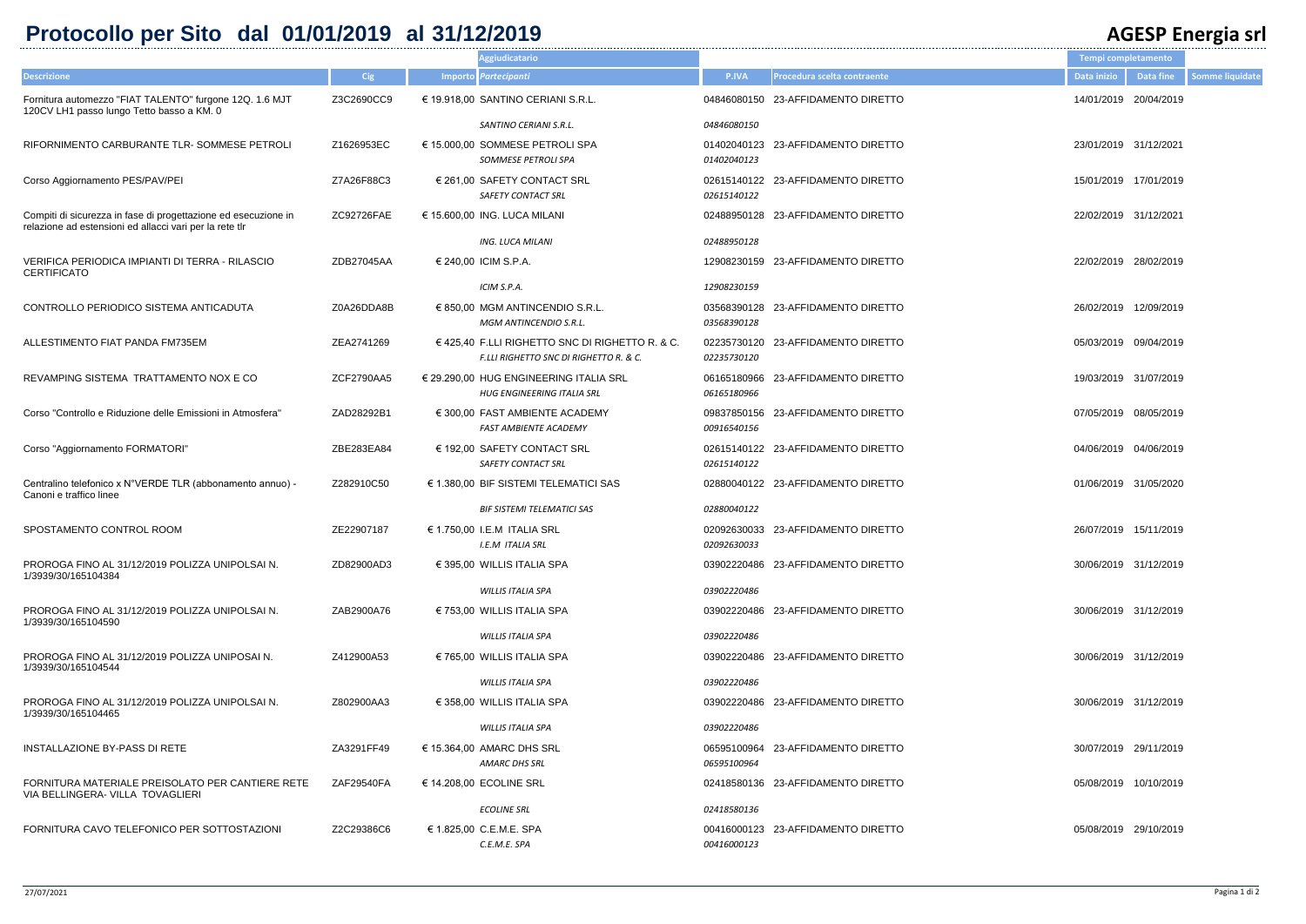# Protocollo per Sito dal 01/01/2019 al 31/12/2019

**AGESP Energia srl**

| Descrizione | Cig | Importo | Aggiudicatario / *Partecipanti* | P.IVA | Procedura scelta contraente | Tempi completamento Data inizio | Data fine | Somme liquidate |
|---|---|---|---|---|---|---|---|---|
| Fornitura automezzo "FIAT TALENTO" furgone 12Q. 1.6 MJT 120CV LH1 passo lungo Tetto basso a KM. 0 | Z3C2690CC9 | € 19.918,00 | SANTINO CERIANI S.R.L. | 04846080150 | 23-AFFIDAMENTO DIRETTO | 14/01/2019 | 20/04/2019 | |
| | | | *SANTINO CERIANI S.R.L.* | *04846080150* | | | | |
| RIFORNIMENTO CARBURANTE TLR- SOMMESE PETROLI | Z1626953EC | € 15.000,00 | SOMMESE PETROLI SPA | 01402040123 | 23-AFFIDAMENTO DIRETTO | 23/01/2019 | 31/12/2021 | |
| | | | *SOMMESE PETROLI SPA* | *01402040123* | | | | |
| Corso Aggiornamento PES/PAV/PEI | Z7A26F88C3 | € 261,00 | SAFETY CONTACT SRL | 02615140122 | 23-AFFIDAMENTO DIRETTO | 15/01/2019 | 17/01/2019 | |
| | | | *SAFETY CONTACT SRL* | *02615140122* | | | | |
| Compiti di sicurezza in fase di progettazione ed esecuzione in relazione ad estensioni ed allacci vari per la rete tlr | ZC92726FAE | € 15.600,00 | ING. LUCA MILANI | 02488950128 | 23-AFFIDAMENTO DIRETTO | 22/02/2019 | 31/12/2021 | |
| | | | *ING. LUCA MILANI* | *02488950128* | | | | |
| VERIFICA PERIODICA IMPIANTI DI TERRA - RILASCIO CERTIFICATO | ZDB27045AA | € 240,00 | ICIM S.P.A. | 12908230159 | 23-AFFIDAMENTO DIRETTO | 22/02/2019 | 28/02/2019 | |
| | | | *ICIM S.P.A.* | *12908230159* | | | | |
| CONTROLLO PERIODICO SISTEMA ANTICADUTA | Z0A26DDA8B | € 850,00 | MGM ANTINCENDIO S.R.L. | 03568390128 | 23-AFFIDAMENTO DIRETTO | 26/02/2019 | 12/09/2019 | |
| | | | *MGM ANTINCENDIO S.R.L.* | *03568390128* | | | | |
| ALLESTIMENTO FIAT PANDA FM735EM | ZEA2741269 | € 425,40 | F.LLI RIGHETTO SNC DI RIGHETTO R. & C. | 02235730120 | 23-AFFIDAMENTO DIRETTO | 05/03/2019 | 09/04/2019 | |
| | | | *F.LLI RIGHETTO SNC DI RIGHETTO R. & C.* | *02235730120* | | | | |
| REVAMPING SISTEMA TRATTAMENTO NOX E CO | ZCF2790AA5 | € 29.290,00 | HUG ENGINEERING ITALIA SRL | 06165180966 | 23-AFFIDAMENTO DIRETTO | 19/03/2019 | 31/07/2019 | |
| | | | *HUG ENGINEERING ITALIA SRL* | *06165180966* | | | | |
| Corso "Controllo e Riduzione delle Emissioni in Atmosfera" | ZAD28292B1 | € 300,00 | FAST AMBIENTE ACADEMY | 09837850156 | 23-AFFIDAMENTO DIRETTO | 07/05/2019 | 08/05/2019 | |
| | | | *FAST AMBIENTE ACADEMY* | *00916540156* | | | | |
| Corso "Aggiornamento FORMATORI" | ZBE283EA84 | € 192,00 | SAFETY CONTACT SRL | 02615140122 | 23-AFFIDAMENTO DIRETTO | 04/06/2019 | 04/06/2019 | |
| | | | *SAFETY CONTACT SRL* | *02615140122* | | | | |
| Centralino telefonico x N°VERDE TLR (abbonamento annuo) - Canoni e traffico linee | Z282910C50 | € 1.380,00 | BIF SISTEMI TELEMATICI SAS | 02880040122 | 23-AFFIDAMENTO DIRETTO | 01/06/2019 | 31/05/2020 | |
| | | | *BIF SISTEMI TELEMATICI SAS* | *02880040122* | | | | |
| SPOSTAMENTO CONTROL ROOM | ZE22907187 | € 1.750,00 | I.E.M ITALIA SRL | 02092630033 | 23-AFFIDAMENTO DIRETTO | 26/07/2019 | 15/11/2019 | |
| | | | *I.E.M ITALIA SRL* | *02092630033* | | | | |
| PROROGA FINO AL 31/12/2019 POLIZZA UNIPOLSAI N. 1/3939/30/165104384 | ZD82900AD3 | € 395,00 | WILLIS ITALIA SPA | 03902220486 | 23-AFFIDAMENTO DIRETTO | 30/06/2019 | 31/12/2019 | |
| | | | *WILLIS ITALIA SPA* | *03902220486* | | | | |
| PROROGA FINO AL 31/12/2019 POLIZZA UNIPOLSAI N. 1/3939/30/165104590 | ZAB2900A76 | € 753,00 | WILLIS ITALIA SPA | 03902220486 | 23-AFFIDAMENTO DIRETTO | 30/06/2019 | 31/12/2019 | |
| | | | *WILLIS ITALIA SPA* | *03902220486* | | | | |
| PROROGA FINO AL 31/12/2019 POLIZZA UNIPOSAI N. 1/3939/30/165104544 | Z412900A53 | € 765,00 | WILLIS ITALIA SPA | 03902220486 | 23-AFFIDAMENTO DIRETTO | 30/06/2019 | 31/12/2019 | |
| | | | *WILLIS ITALIA SPA* | *03902220486* | | | | |
| PROROGA FINO AL 31/12/2019 POLIZZA UNIPOLSAI N. 1/3939/30/165104465 | Z802900AA3 | € 358,00 | WILLIS ITALIA SPA | 03902220486 | 23-AFFIDAMENTO DIRETTO | 30/06/2019 | 31/12/2019 | |
| | | | *WILLIS ITALIA SPA* | *03902220486* | | | | |
| INSTALLAZIONE BY-PASS DI RETE | ZA3291FF49 | € 15.364,00 | AMARC DHS SRL | 06595100964 | 23-AFFIDAMENTO DIRETTO | 30/07/2019 | 29/11/2019 | |
| | | | *AMARC DHS SRL* | *06595100964* | | | | |
| FORNITURA MATERIALE PREISOLATO PER CANTIERE RETE VIA BELLINGERA- VILLA TOVAGLIERI | ZAF29540FA | € 14.208,00 | ECOLINE SRL | 02418580136 | 23-AFFIDAMENTO DIRETTO | 05/08/2019 | 10/10/2019 | |
| | | | *ECOLINE SRL* | *02418580136* | | | | |
| FORNITURA CAVO TELEFONICO PER SOTTOSTAZIONI | Z2C29386C6 | € 1.825,00 | C.E.M.E. SPA | 00416000123 | 23-AFFIDAMENTO DIRETTO | 05/08/2019 | 29/10/2019 | |
| | | | *C.E.M.E. SPA* | *00416000123* | | | | |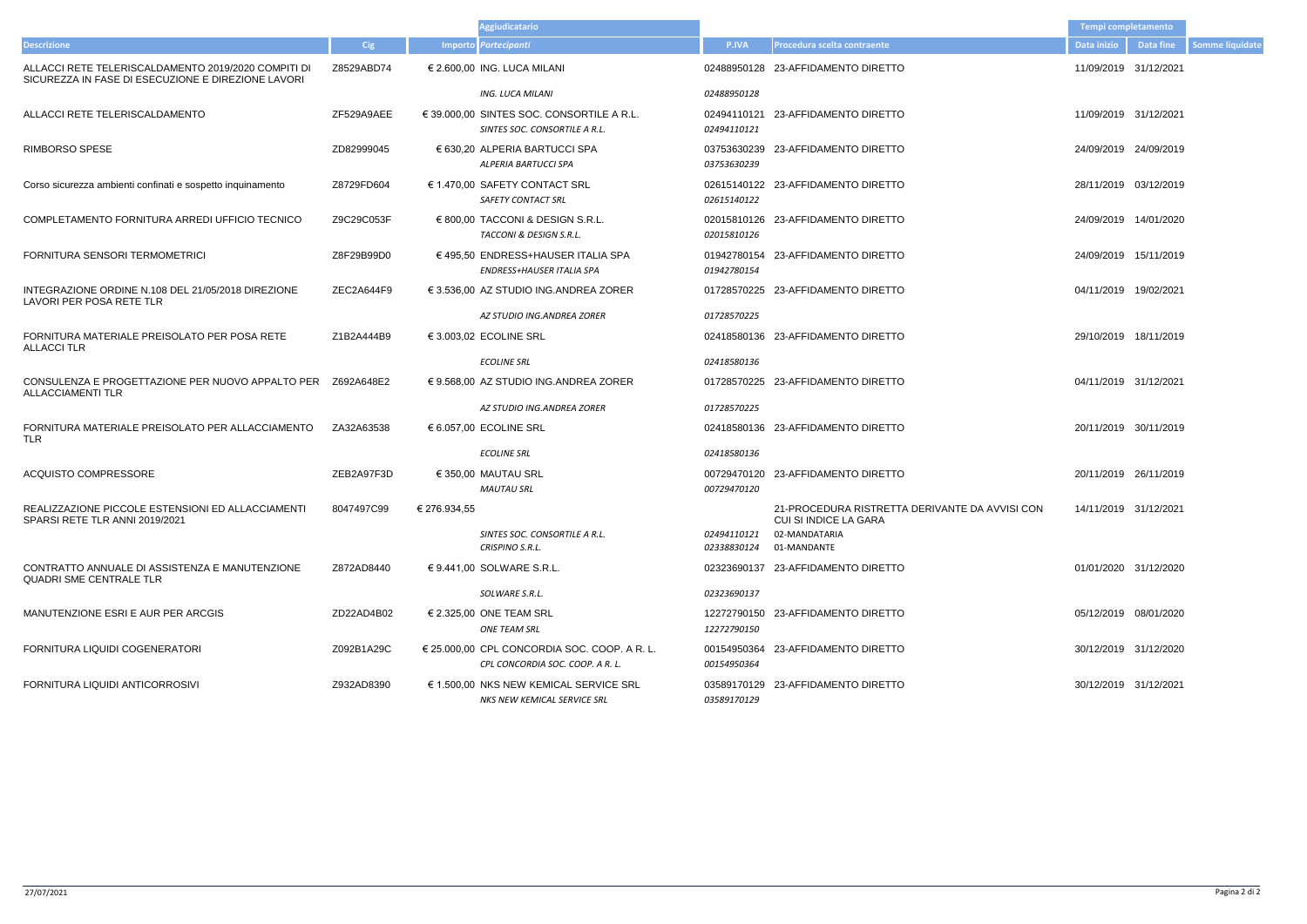| | | Aggiudicatario | | | | Tempi completamento | | |
|---|---|---|---|---|---|---|---|---|
| Descrizione | Cig | Importo | Partecipanti | P.IVA | Procedura scelta contraente | Data inizio | Data fine | Somme liquidate |
| ALLACCI RETE TELERISCALDAMENTO 2019/2020 COMPITI DI SICUREZZA IN FASE DI ESECUZIONE E DIREZIONE LAVORI | Z8529ABD74 | € 2.600,00 | ING. LUCA MILANI | 02488950128 | 23-AFFIDAMENTO DIRETTO | 11/09/2019 | 31/12/2021 | |
| | | | *ING. LUCA MILANI* | *02488950128* | | | | |
| ALLACCI RETE TELERISCALDAMENTO | ZF529A9AEE | € 39.000,00 | SINTES SOC. CONSORTILE A R.L. | 02494110121 | 23-AFFIDAMENTO DIRETTO | 11/09/2019 | 31/12/2021 | |
| | | | *SINTES SOC. CONSORTILE A R.L.* | *02494110121* | | | | |
| RIMBORSO SPESE | ZD82999045 | € 630,20 | ALPERIA BARTUCCI SPA | 03753630239 | 23-AFFIDAMENTO DIRETTO | 24/09/2019 | 24/09/2019 | |
| | | | *ALPERIA BARTUCCI SPA* | *03753630239* | | | | |
| Corso sicurezza ambienti confinati e sospetto inquinamento | Z8729FD604 | € 1.470,00 | SAFETY CONTACT SRL | 02615140122 | 23-AFFIDAMENTO DIRETTO | 28/11/2019 | 03/12/2019 | |
| | | | *SAFETY CONTACT SRL* | *02615140122* | | | | |
| COMPLETAMENTO FORNITURA ARREDI UFFICIO TECNICO | Z9C29C053F | € 800,00 | TACCONI & DESIGN S.R.L. | 02015810126 | 23-AFFIDAMENTO DIRETTO | 24/09/2019 | 14/01/2020 | |
| | | | *TACCONI & DESIGN S.R.L.* | *02015810126* | | | | |
| FORNITURA SENSORI TERMOMETRICI | Z8F29B99D0 | € 495,50 | ENDRESS+HAUSER ITALIA SPA | 01942780154 | 23-AFFIDAMENTO DIRETTO | 24/09/2019 | 15/11/2019 | |
| | | | *ENDRESS+HAUSER ITALIA SPA* | *01942780154* | | | | |
| INTEGRAZIONE ORDINE N.108 DEL 21/05/2018 DIREZIONE LAVORI PER POSA RETE TLR | ZEC2A644F9 | € 3.536,00 | AZ STUDIO ING.ANDREA ZORER | 01728570225 | 23-AFFIDAMENTO DIRETTO | 04/11/2019 | 19/02/2021 | |
| | | | *AZ STUDIO ING.ANDREA ZORER* | *01728570225* | | | | |
| FORNITURA MATERIALE PREISOLATO PER POSA RETE ALLACCI TLR | Z1B2A444B9 | € 3.003,02 | ECOLINE SRL | 02418580136 | 23-AFFIDAMENTO DIRETTO | 29/10/2019 | 18/11/2019 | |
| | | | *ECOLINE SRL* | *02418580136* | | | | |
| CONSULENZA E PROGETTAZIONE PER NUOVO APPALTO PER ALLACCIAMENTI TLR | Z692A648E2 | € 9.568,00 | AZ STUDIO ING.ANDREA ZORER | 01728570225 | 23-AFFIDAMENTO DIRETTO | 04/11/2019 | 31/12/2021 | |
| | | | *AZ STUDIO ING.ANDREA ZORER* | *01728570225* | | | | |
| FORNITURA MATERIALE PREISOLATO PER ALLACCIAMENTO TLR | ZA32A63538 | € 6.057,00 | ECOLINE SRL | 02418580136 | 23-AFFIDAMENTO DIRETTO | 20/11/2019 | 30/11/2019 | |
| | | | *ECOLINE SRL* | *02418580136* | | | | |
| ACQUISTO COMPRESSORE | ZEB2A97F3D | € 350,00 | MAUTAU SRL | 00729470120 | 23-AFFIDAMENTO DIRETTO | 20/11/2019 | 26/11/2019 | |
| | | | *MAUTAU SRL* | *00729470120* | | | | |
| REALIZZAZIONE PICCOLE ESTENSIONI ED ALLACCIAMENTI SPARSI RETE TLR ANNI 2019/2021 | 8047497C99 | € 276.934,55 | | | 21-PROCEDURA RISTRETTA DERIVANTE DA AVVISI CON CUI SI INDICE LA GARA | 14/11/2019 | 31/12/2021 | |
| | | | *SINTES SOC. CONSORTILE A R.L.* | *02494110121* | 02-MANDATARIA | | | |
| | | | *CRISPINO S.R.L.* | *02338830124* | 01-MANDANTE | | | |
| CONTRATTO ANNUALE DI ASSISTENZA E MANUTENZIONE QUADRI SME CENTRALE TLR | Z872AD8440 | € 9.441,00 | SOLWARE S.R.L. | 02323690137 | 23-AFFIDAMENTO DIRETTO | 01/01/2020 | 31/12/2020 | |
| | | | *SOLWARE S.R.L.* | *02323690137* | | | | |
| MANUTENZIONE ESRI E AUR PER ARCGIS | ZD22AD4B02 | € 2.325,00 | ONE TEAM SRL | 12272790150 | 23-AFFIDAMENTO DIRETTO | 05/12/2019 | 08/01/2020 | |
| | | | *ONE TEAM SRL* | *12272790150* | | | | |
| FORNITURA LIQUIDI COGENERATORI | Z092B1A29C | € 25.000,00 | CPL CONCORDIA SOC. COOP. A R. L. | 00154950364 | 23-AFFIDAMENTO DIRETTO | 30/12/2019 | 31/12/2020 | |
| | | | *CPL CONCORDIA SOC. COOP. A R. L.* | *00154950364* | | | | |
| FORNITURA LIQUIDI ANTICORROSIVI | Z932AD8390 | € 1.500,00 | NKS NEW KEMICAL SERVICE SRL | 03589170129 | 23-AFFIDAMENTO DIRETTO | 30/12/2019 | 31/12/2021 | |
| | | | *NKS NEW KEMICAL SERVICE SRL* | *03589170129* | | | | |

27/07/2021